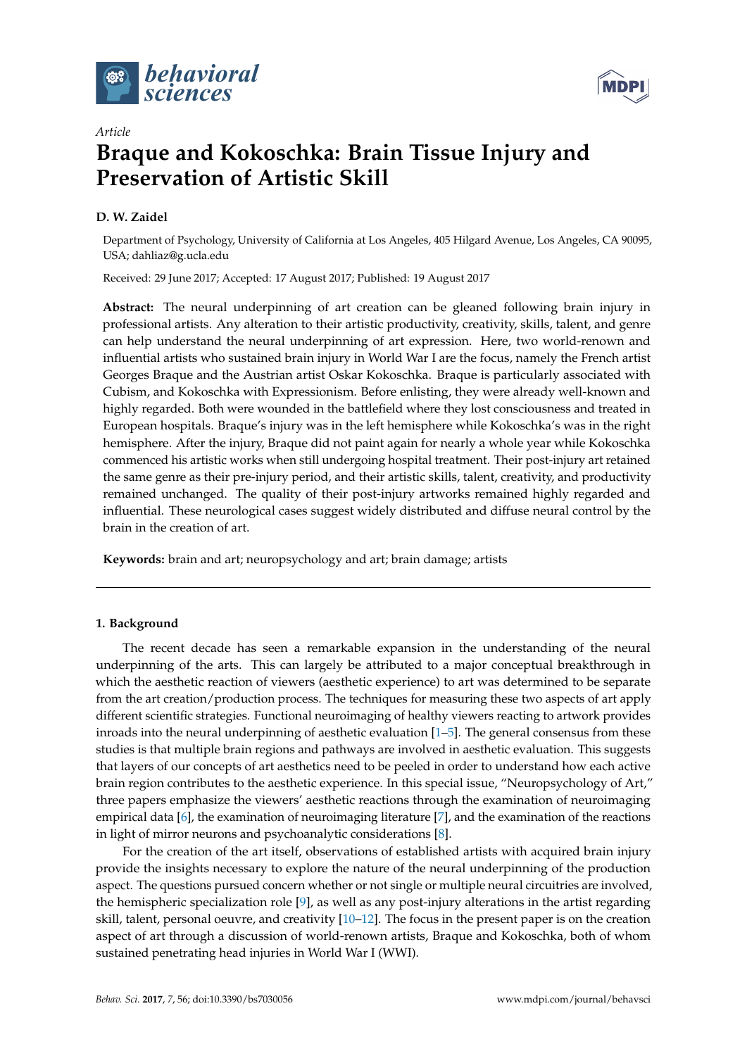*Article*

# Braque and Kokoschka: Brain Tissue Injury and Preservation of Artistic Skill

**D. W. Zaidel**

Department of Psychology, University of California at Los Angeles, 405 Hilgard Avenue, Los Angeles, CA 90095, USA; dahliaz@g.ucla.edu

Received: 29 June 2017; Accepted: 17 August 2017; Published: 19 August 2017

**Abstract:** The neural underpinning of art creation can be gleaned following brain injury in professional artists. Any alteration to their artistic productivity, creativity, skills, talent, and genre can help understand the neural underpinning of art expression. Here, two world-renown and influential artists who sustained brain injury in World War I are the focus, namely the French artist Georges Braque and the Austrian artist Oskar Kokoschka. Braque is particularly associated with Cubism, and Kokoschka with Expressionism. Before enlisting, they were already well-known and highly regarded. Both were wounded in the battlefield where they lost consciousness and treated in European hospitals. Braque's injury was in the left hemisphere while Kokoschka's was in the right hemisphere. After the injury, Braque did not paint again for nearly a whole year while Kokoschka commenced his artistic works when still undergoing hospital treatment. Their post-injury art retained the same genre as their pre-injury period, and their artistic skills, talent, creativity, and productivity remained unchanged. The quality of their post-injury artworks remained highly regarded and influential. These neurological cases suggest widely distributed and diffuse neural control by the brain in the creation of art.

**Keywords:** brain and art; neuropsychology and art; brain damage; artists

## 1. Background

The recent decade has seen a remarkable expansion in the understanding of the neural underpinning of the arts. This can largely be attributed to a major conceptual breakthrough in which the aesthetic reaction of viewers (aesthetic experience) to art was determined to be separate from the art creation/production process. The techniques for measuring these two aspects of art apply different scientific strategies. Functional neuroimaging of healthy viewers reacting to artwork provides inroads into the neural underpinning of aesthetic evaluation [1–5]. The general consensus from these studies is that multiple brain regions and pathways are involved in aesthetic evaluation. This suggests that layers of our concepts of art aesthetics need to be peeled in order to understand how each active brain region contributes to the aesthetic experience. In this special issue, "Neuropsychology of Art," three papers emphasize the viewers' aesthetic reactions through the examination of neuroimaging empirical data [6], the examination of neuroimaging literature [7], and the examination of the reactions in light of mirror neurons and psychoanalytic considerations [8].

For the creation of the art itself, observations of established artists with acquired brain injury provide the insights necessary to explore the nature of the neural underpinning of the production aspect. The questions pursued concern whether or not single or multiple neural circuitries are involved, the hemispheric specialization role [9], as well as any post-injury alterations in the artist regarding skill, talent, personal oeuvre, and creativity [10–12]. The focus in the present paper is on the creation aspect of art through a discussion of world-renown artists, Braque and Kokoschka, both of whom sustained penetrating head injuries in World War I (WWI).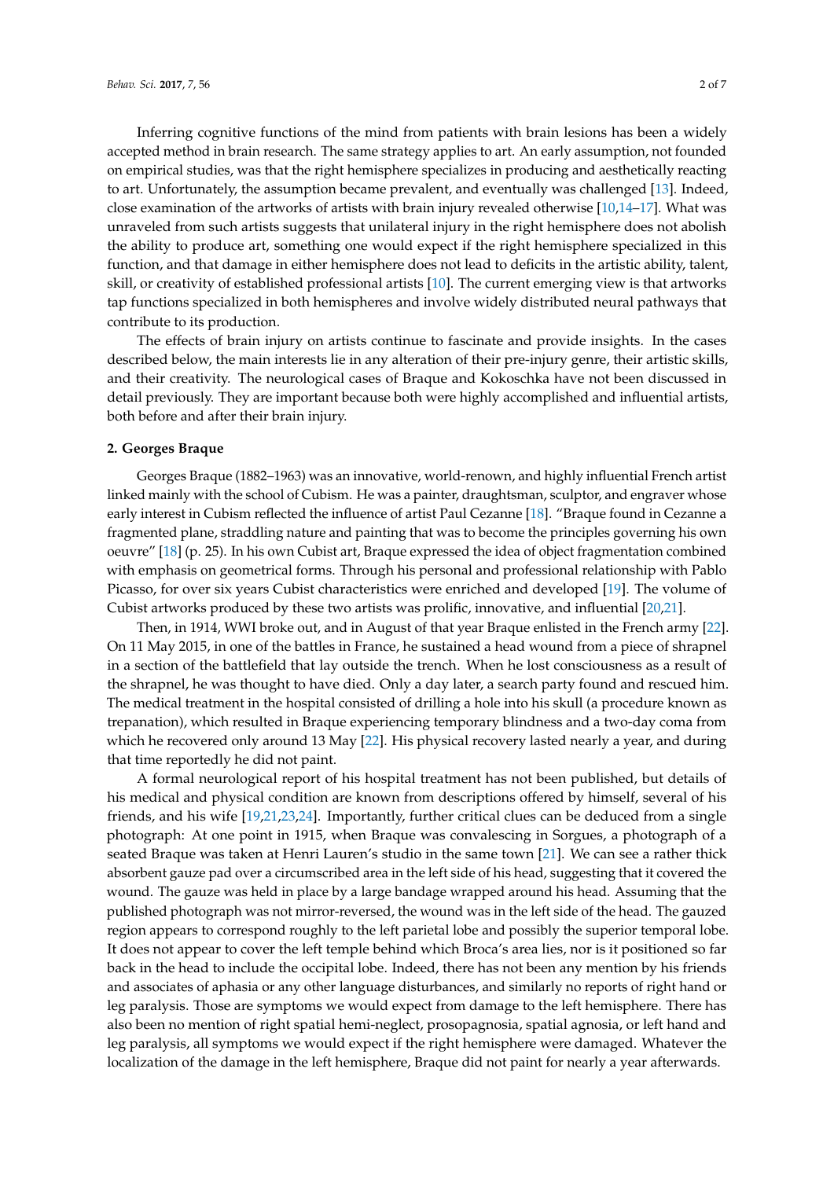Inferring cognitive functions of the mind from patients with brain lesions has been a widely accepted method in brain research. The same strategy applies to art. An early assumption, not founded on empirical studies, was that the right hemisphere specializes in producing and aesthetically reacting to art. Unfortunately, the assumption became prevalent, and eventually was challenged [13]. Indeed, close examination of the artworks of artists with brain injury revealed otherwise [10,14–17]. What was unraveled from such artists suggests that unilateral injury in the right hemisphere does not abolish the ability to produce art, something one would expect if the right hemisphere specialized in this function, and that damage in either hemisphere does not lead to deficits in the artistic ability, talent, skill, or creativity of established professional artists [10]. The current emerging view is that artworks tap functions specialized in both hemispheres and involve widely distributed neural pathways that contribute to its production.

The effects of brain injury on artists continue to fascinate and provide insights. In the cases described below, the main interests lie in any alteration of their pre-injury genre, their artistic skills, and their creativity. The neurological cases of Braque and Kokoschka have not been discussed in detail previously. They are important because both were highly accomplished and influential artists, both before and after their brain injury.

## 2. Georges Braque

Georges Braque (1882–1963) was an innovative, world-renown, and highly influential French artist linked mainly with the school of Cubism. He was a painter, draughtsman, sculptor, and engraver whose early interest in Cubism reflected the influence of artist Paul Cezanne [18]. "Braque found in Cezanne a fragmented plane, straddling nature and painting that was to become the principles governing his own oeuvre" [18] (p. 25). In his own Cubist art, Braque expressed the idea of object fragmentation combined with emphasis on geometrical forms. Through his personal and professional relationship with Pablo Picasso, for over six years Cubist characteristics were enriched and developed [19]. The volume of Cubist artworks produced by these two artists was prolific, innovative, and influential [20,21].

Then, in 1914, WWI broke out, and in August of that year Braque enlisted in the French army [22]. On 11 May 2015, in one of the battles in France, he sustained a head wound from a piece of shrapnel in a section of the battlefield that lay outside the trench. When he lost consciousness as a result of the shrapnel, he was thought to have died. Only a day later, a search party found and rescued him. The medical treatment in the hospital consisted of drilling a hole into his skull (a procedure known as trepanation), which resulted in Braque experiencing temporary blindness and a two-day coma from which he recovered only around 13 May [22]. His physical recovery lasted nearly a year, and during that time reportedly he did not paint.

A formal neurological report of his hospital treatment has not been published, but details of his medical and physical condition are known from descriptions offered by himself, several of his friends, and his wife [19,21,23,24]. Importantly, further critical clues can be deduced from a single photograph: At one point in 1915, when Braque was convalescing in Sorgues, a photograph of a seated Braque was taken at Henri Lauren's studio in the same town [21]. We can see a rather thick absorbent gauze pad over a circumscribed area in the left side of his head, suggesting that it covered the wound. The gauze was held in place by a large bandage wrapped around his head. Assuming that the published photograph was not mirror-reversed, the wound was in the left side of the head. The gauzed region appears to correspond roughly to the left parietal lobe and possibly the superior temporal lobe. It does not appear to cover the left temple behind which Broca's area lies, nor is it positioned so far back in the head to include the occipital lobe. Indeed, there has not been any mention by his friends and associates of aphasia or any other language disturbances, and similarly no reports of right hand or leg paralysis. Those are symptoms we would expect from damage to the left hemisphere. There has also been no mention of right spatial hemi-neglect, prosopagnosia, spatial agnosia, or left hand and leg paralysis, all symptoms we would expect if the right hemisphere were damaged. Whatever the localization of the damage in the left hemisphere, Braque did not paint for nearly a year afterwards.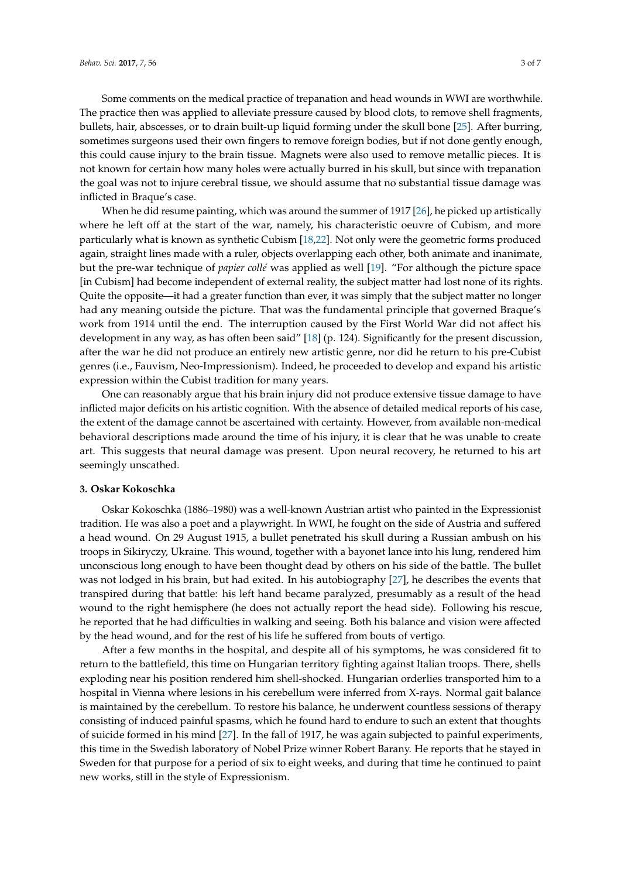Some comments on the medical practice of trepanation and head wounds in WWI are worthwhile. The practice then was applied to alleviate pressure caused by blood clots, to remove shell fragments, bullets, hair, abscesses, or to drain built-up liquid forming under the skull bone [25]. After burring, sometimes surgeons used their own fingers to remove foreign bodies, but if not done gently enough, this could cause injury to the brain tissue. Magnets were also used to remove metallic pieces. It is not known for certain how many holes were actually burred in his skull, but since with trepanation the goal was not to injure cerebral tissue, we should assume that no substantial tissue damage was inflicted in Braque's case.

When he did resume painting, which was around the summer of 1917 [26], he picked up artistically where he left off at the start of the war, namely, his characteristic oeuvre of Cubism, and more particularly what is known as synthetic Cubism [18,22]. Not only were the geometric forms produced again, straight lines made with a ruler, objects overlapping each other, both animate and inanimate, but the pre-war technique of *papier collé* was applied as well [19]. "For although the picture space [in Cubism] had become independent of external reality, the subject matter had lost none of its rights. Quite the opposite—it had a greater function than ever, it was simply that the subject matter no longer had any meaning outside the picture. That was the fundamental principle that governed Braque's work from 1914 until the end. The interruption caused by the First World War did not affect his development in any way, as has often been said" [18] (p. 124). Significantly for the present discussion, after the war he did not produce an entirely new artistic genre, nor did he return to his pre-Cubist genres (i.e., Fauvism, Neo-Impressionism). Indeed, he proceeded to develop and expand his artistic expression within the Cubist tradition for many years.

One can reasonably argue that his brain injury did not produce extensive tissue damage to have inflicted major deficits on his artistic cognition. With the absence of detailed medical reports of his case, the extent of the damage cannot be ascertained with certainty. However, from available non-medical behavioral descriptions made around the time of his injury, it is clear that he was unable to create art. This suggests that neural damage was present. Upon neural recovery, he returned to his art seemingly unscathed.

### 3. Oskar Kokoschka

Oskar Kokoschka (1886–1980) was a well-known Austrian artist who painted in the Expressionist tradition. He was also a poet and a playwright. In WWI, he fought on the side of Austria and suffered a head wound. On 29 August 1915, a bullet penetrated his skull during a Russian ambush on his troops in Sikiryczy, Ukraine. This wound, together with a bayonet lance into his lung, rendered him unconscious long enough to have been thought dead by others on his side of the battle. The bullet was not lodged in his brain, but had exited. In his autobiography [27], he describes the events that transpired during that battle: his left hand became paralyzed, presumably as a result of the head wound to the right hemisphere (he does not actually report the head side). Following his rescue, he reported that he had difficulties in walking and seeing. Both his balance and vision were affected by the head wound, and for the rest of his life he suffered from bouts of vertigo.

After a few months in the hospital, and despite all of his symptoms, he was considered fit to return to the battlefield, this time on Hungarian territory fighting against Italian troops. There, shells exploding near his position rendered him shell-shocked. Hungarian orderlies transported him to a hospital in Vienna where lesions in his cerebellum were inferred from X-rays. Normal gait balance is maintained by the cerebellum. To restore his balance, he underwent countless sessions of therapy consisting of induced painful spasms, which he found hard to endure to such an extent that thoughts of suicide formed in his mind [27]. In the fall of 1917, he was again subjected to painful experiments, this time in the Swedish laboratory of Nobel Prize winner Robert Barany. He reports that he stayed in Sweden for that purpose for a period of six to eight weeks, and during that time he continued to paint new works, still in the style of Expressionism.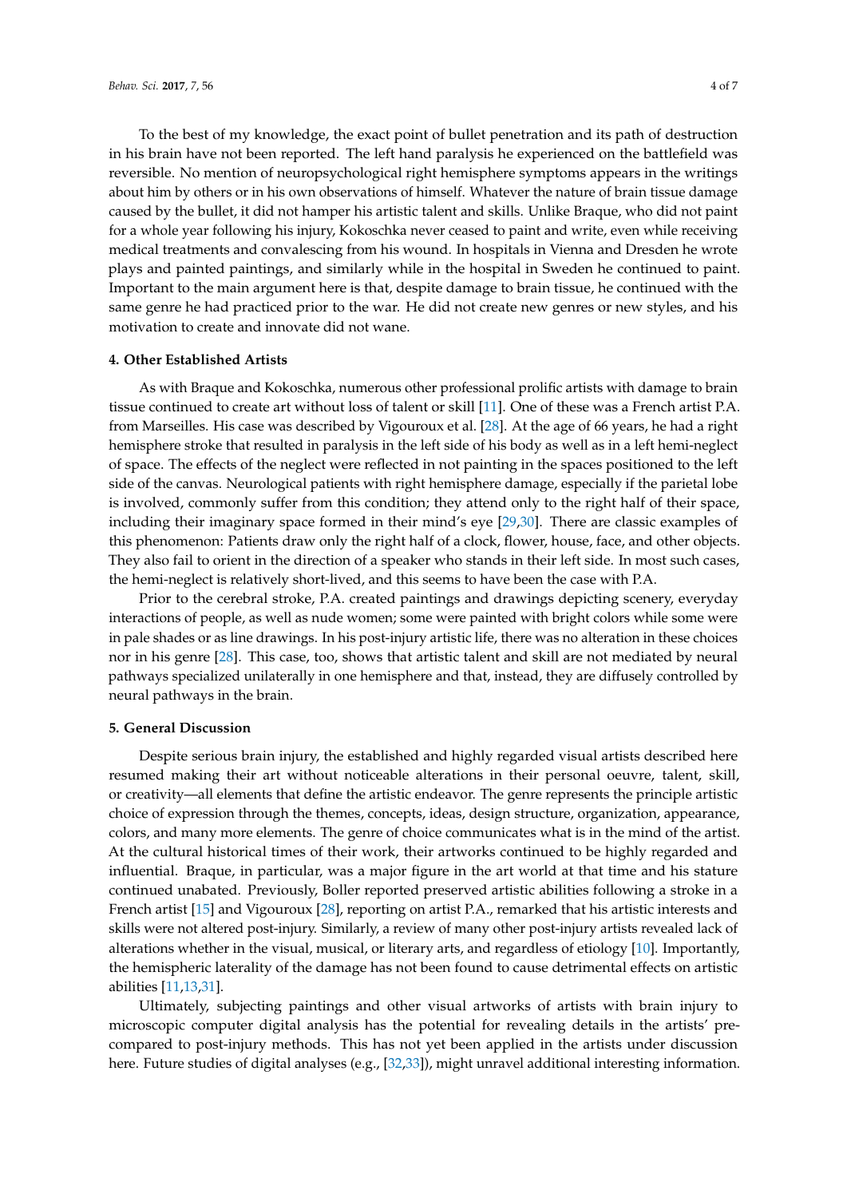To the best of my knowledge, the exact point of bullet penetration and its path of destruction in his brain have not been reported. The left hand paralysis he experienced on the battlefield was reversible. No mention of neuropsychological right hemisphere symptoms appears in the writings about him by others or in his own observations of himself. Whatever the nature of brain tissue damage caused by the bullet, it did not hamper his artistic talent and skills. Unlike Braque, who did not paint for a whole year following his injury, Kokoschka never ceased to paint and write, even while receiving medical treatments and convalescing from his wound. In hospitals in Vienna and Dresden he wrote plays and painted paintings, and similarly while in the hospital in Sweden he continued to paint. Important to the main argument here is that, despite damage to brain tissue, he continued with the same genre he had practiced prior to the war. He did not create new genres or new styles, and his motivation to create and innovate did not wane.

## 4. Other Established Artists

As with Braque and Kokoschka, numerous other professional prolific artists with damage to brain tissue continued to create art without loss of talent or skill [11]. One of these was a French artist P.A. from Marseilles. His case was described by Vigouroux et al. [28]. At the age of 66 years, he had a right hemisphere stroke that resulted in paralysis in the left side of his body as well as in a left hemi-neglect of space. The effects of the neglect were reflected in not painting in the spaces positioned to the left side of the canvas. Neurological patients with right hemisphere damage, especially if the parietal lobe is involved, commonly suffer from this condition; they attend only to the right half of their space, including their imaginary space formed in their mind's eye [29,30]. There are classic examples of this phenomenon: Patients draw only the right half of a clock, flower, house, face, and other objects. They also fail to orient in the direction of a speaker who stands in their left side. In most such cases, the hemi-neglect is relatively short-lived, and this seems to have been the case with P.A.

Prior to the cerebral stroke, P.A. created paintings and drawings depicting scenery, everyday interactions of people, as well as nude women; some were painted with bright colors while some were in pale shades or as line drawings. In his post-injury artistic life, there was no alteration in these choices nor in his genre [28]. This case, too, shows that artistic talent and skill are not mediated by neural pathways specialized unilaterally in one hemisphere and that, instead, they are diffusely controlled by neural pathways in the brain.

## 5. General Discussion

Despite serious brain injury, the established and highly regarded visual artists described here resumed making their art without noticeable alterations in their personal oeuvre, talent, skill, or creativity—all elements that define the artistic endeavor. The genre represents the principle artistic choice of expression through the themes, concepts, ideas, design structure, organization, appearance, colors, and many more elements. The genre of choice communicates what is in the mind of the artist. At the cultural historical times of their work, their artworks continued to be highly regarded and influential. Braque, in particular, was a major figure in the art world at that time and his stature continued unabated. Previously, Boller reported preserved artistic abilities following a stroke in a French artist [15] and Vigouroux [28], reporting on artist P.A., remarked that his artistic interests and skills were not altered post-injury. Similarly, a review of many other post-injury artists revealed lack of alterations whether in the visual, musical, or literary arts, and regardless of etiology [10]. Importantly, the hemispheric laterality of the damage has not been found to cause detrimental effects on artistic abilities [11,13,31].

Ultimately, subjecting paintings and other visual artworks of artists with brain injury to microscopic computer digital analysis has the potential for revealing details in the artists' pre-compared to post-injury methods. This has not yet been applied in the artists under discussion here. Future studies of digital analyses (e.g., [32,33]), might unravel additional interesting information.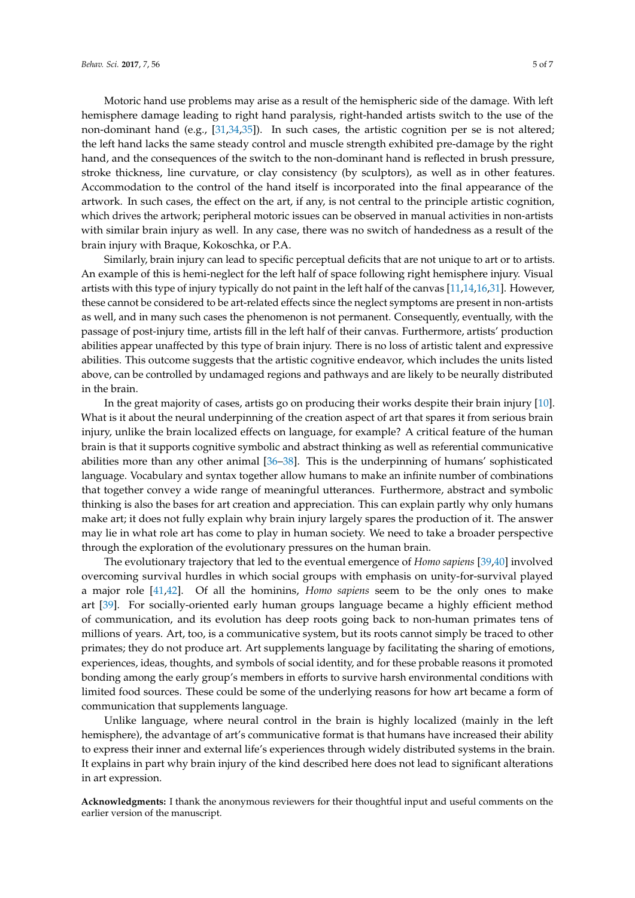Motoric hand use problems may arise as a result of the hemispheric side of the damage. With left hemisphere damage leading to right hand paralysis, right-handed artists switch to the use of the non-dominant hand (e.g., [31,34,35]). In such cases, the artistic cognition per se is not altered; the left hand lacks the same steady control and muscle strength exhibited pre-damage by the right hand, and the consequences of the switch to the non-dominant hand is reflected in brush pressure, stroke thickness, line curvature, or clay consistency (by sculptors), as well as in other features. Accommodation to the control of the hand itself is incorporated into the final appearance of the artwork. In such cases, the effect on the art, if any, is not central to the principle artistic cognition, which drives the artwork; peripheral motoric issues can be observed in manual activities in non-artists with similar brain injury as well. In any case, there was no switch of handedness as a result of the brain injury with Braque, Kokoschka, or P.A.

Similarly, brain injury can lead to specific perceptual deficits that are not unique to art or to artists. An example of this is hemi-neglect for the left half of space following right hemisphere injury. Visual artists with this type of injury typically do not paint in the left half of the canvas [11,14,16,31]. However, these cannot be considered to be art-related effects since the neglect symptoms are present in non-artists as well, and in many such cases the phenomenon is not permanent. Consequently, eventually, with the passage of post-injury time, artists fill in the left half of their canvas. Furthermore, artists' production abilities appear unaffected by this type of brain injury. There is no loss of artistic talent and expressive abilities. This outcome suggests that the artistic cognitive endeavor, which includes the units listed above, can be controlled by undamaged regions and pathways and are likely to be neurally distributed in the brain.

In the great majority of cases, artists go on producing their works despite their brain injury [10]. What is it about the neural underpinning of the creation aspect of art that spares it from serious brain injury, unlike the brain localized effects on language, for example? A critical feature of the human brain is that it supports cognitive symbolic and abstract thinking as well as referential communicative abilities more than any other animal [36–38]. This is the underpinning of humans' sophisticated language. Vocabulary and syntax together allow humans to make an infinite number of combinations that together convey a wide range of meaningful utterances. Furthermore, abstract and symbolic thinking is also the bases for art creation and appreciation. This can explain partly why only humans make art; it does not fully explain why brain injury largely spares the production of it. The answer may lie in what role art has come to play in human society. We need to take a broader perspective through the exploration of the evolutionary pressures on the human brain.

The evolutionary trajectory that led to the eventual emergence of *Homo sapiens* [39,40] involved overcoming survival hurdles in which social groups with emphasis on unity-for-survival played a major role [41,42]. Of all the hominins, *Homo sapiens* seem to be the only ones to make art [39]. For socially-oriented early human groups language became a highly efficient method of communication, and its evolution has deep roots going back to non-human primates tens of millions of years. Art, too, is a communicative system, but its roots cannot simply be traced to other primates; they do not produce art. Art supplements language by facilitating the sharing of emotions, experiences, ideas, thoughts, and symbols of social identity, and for these probable reasons it promoted bonding among the early group's members in efforts to survive harsh environmental conditions with limited food sources. These could be some of the underlying reasons for how art became a form of communication that supplements language.

Unlike language, where neural control in the brain is highly localized (mainly in the left hemisphere), the advantage of art's communicative format is that humans have increased their ability to express their inner and external life's experiences through widely distributed systems in the brain. It explains in part why brain injury of the kind described here does not lead to significant alterations in art expression.

**Acknowledgments:** I thank the anonymous reviewers for their thoughtful input and useful comments on the earlier version of the manuscript.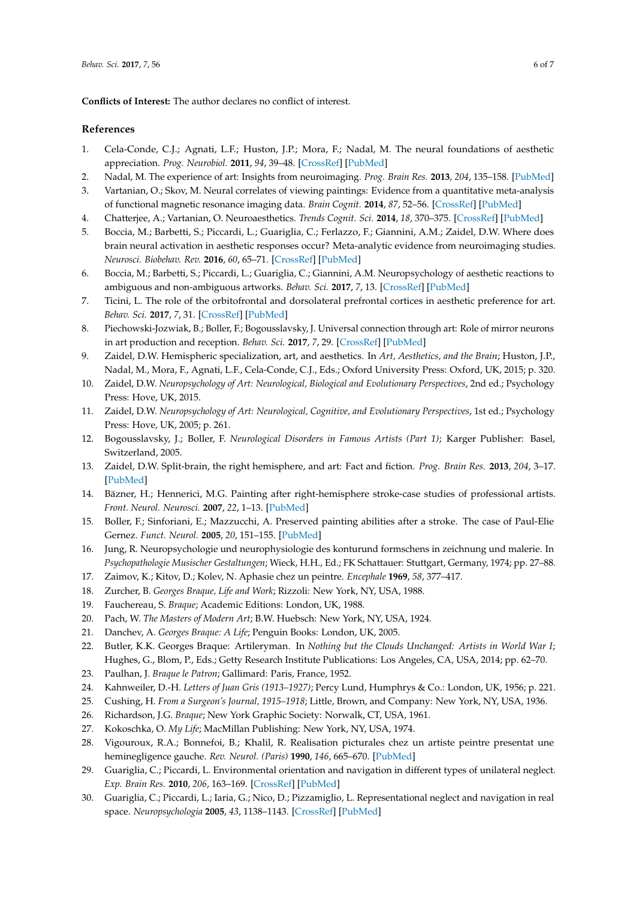**Conflicts of Interest:** The author declares no conflict of interest.

## References

1. Cela-Conde, C.J.; Agnati, L.F.; Huston, J.P.; Mora, F.; Nadal, M. The neural foundations of aesthetic appreciation. *Prog. Neurobiol.* **2011**, *94*, 39–48. [CrossRef] [PubMed]
2. Nadal, M. The experience of art: Insights from neuroimaging. *Prog. Brain Res.* **2013**, *204*, 135–158. [PubMed]
3. Vartanian, O.; Skov, M. Neural correlates of viewing paintings: Evidence from a quantitative meta-analysis of functional magnetic resonance imaging data. *Brain Cognit.* **2014**, *87*, 52–56. [CrossRef] [PubMed]
4. Chatterjee, A.; Vartanian, O. Neuroaesthetics. *Trends Cognit. Sci.* **2014**, *18*, 370–375. [CrossRef] [PubMed]
5. Boccia, M.; Barbetti, S.; Piccardi, L.; Guariglia, C.; Ferlazzo, F.; Giannini, A.M.; Zaidel, D.W. Where does brain neural activation in aesthetic responses occur? Meta-analytic evidence from neuroimaging studies. *Neurosci. Biobehav. Rev.* **2016**, *60*, 65–71. [CrossRef] [PubMed]
6. Boccia, M.; Barbetti, S.; Piccardi, L.; Guariglia, C.; Giannini, A.M. Neuropsychology of aesthetic reactions to ambiguous and non-ambiguous artworks. *Behav. Sci.* **2017**, *7*, 13. [CrossRef] [PubMed]
7. Ticini, L. The role of the orbitofrontal and dorsolateral prefrontal cortices in aesthetic preference for art. *Behav. Sci.* **2017**, *7*, 31. [CrossRef] [PubMed]
8. Piechowski-Jozwiak, B.; Boller, F.; Bogousslavsky, J. Universal connection through art: Role of mirror neurons in art production and reception. *Behav. Sci.* **2017**, *7*, 29. [CrossRef] [PubMed]
9. Zaidel, D.W. Hemispheric specialization, art, and aesthetics. In *Art, Aesthetics, and the Brain*; Huston, J.P., Nadal, M., Mora, F., Agnati, L.F., Cela-Conde, C.J., Eds.; Oxford University Press: Oxford, UK, 2015; p. 320.
10. Zaidel, D.W. *Neuropsychology of Art: Neurological, Biological and Evolutionary Perspectives*, 2nd ed.; Psychology Press: Hove, UK, 2015.
11. Zaidel, D.W. *Neuropsychology of Art: Neurological, Cognitive, and Evolutionary Perspectives*, 1st ed.; Psychology Press: Hove, UK, 2005; p. 261.
12. Bogousslavsky, J.; Boller, F. *Neurological Disorders in Famous Artists (Part 1)*; Karger Publisher: Basel, Switzerland, 2005.
13. Zaidel, D.W. Split-brain, the right hemisphere, and art: Fact and fiction. *Prog. Brain Res.* **2013**, *204*, 3–17. [PubMed]
14. Bäzner, H.; Hennerici, M.G. Painting after right-hemisphere stroke-case studies of professional artists. *Front. Neurol. Neurosci.* **2007**, *22*, 1–13. [PubMed]
15. Boller, F.; Sinforiani, E.; Mazzucchi, A. Preserved painting abilities after a stroke. The case of Paul-Elie Gernez. *Funct. Neurol.* **2005**, *20*, 151–155. [PubMed]
16. Jung, R. Neuropsychologie und neurophysiologie des konturund formschens in zeichnung und malerie. In *Psychopathologie Musischer Gestaltungen*; Wieck, H.H., Ed.; FK Schattauer: Stuttgart, Germany, 1974; pp. 27–88.
17. Zaimov, K.; Kitov, D.; Kolev, N. Aphasie chez un peintre. *Encephale* **1969**, *58*, 377–417.
18. Zurcher, B. *Georges Braque, Life and Work*; Rizzoli: New York, NY, USA, 1988.
19. Fauchereau, S. *Braque*; Academic Editions: London, UK, 1988.
20. Pach, W. *The Masters of Modern Art*; B.W. Huebsch: New York, NY, USA, 1924.
21. Danchev, A. *Georges Braque: A Life*; Penguin Books: London, UK, 2005.
22. Butler, K.K. Georges Braque: Artileryman. In *Nothing but the Clouds Unchanged: Artists in World War I*; Hughes, G., Blom, P., Eds.; Getty Research Institute Publications: Los Angeles, CA, USA, 2014; pp. 62–70.
23. Paulhan, J. *Braque le Patron*; Gallimard: Paris, France, 1952.
24. Kahnweiler, D.-H. *Letters of Juan Gris (1913–1927)*; Percy Lund, Humphrys & Co.: London, UK, 1956; p. 221.
25. Cushing, H. *From a Surgeon's Journal, 1915–1918*; Little, Brown, and Company: New York, NY, USA, 1936.
26. Richardson, J.G. *Braque*; New York Graphic Society: Norwalk, CT, USA, 1961.
27. Kokoschka, O. *My Life*; MacMillan Publishing: New York, NY, USA, 1974.
28. Vigouroux, R.A.; Bonnefoi, B.; Khalil, R. Realisation picturales chez un artiste peintre presentat une heminegligence gauche. *Rev. Neurol. (Paris)* **1990**, *146*, 665–670. [PubMed]
29. Guariglia, C.; Piccardi, L. Environmental orientation and navigation in different types of unilateral neglect. *Exp. Brain Res.* **2010**, *206*, 163–169. [CrossRef] [PubMed]
30. Guariglia, C.; Piccardi, L.; Iaria, G.; Nico, D.; Pizzamiglio, L. Representational neglect and navigation in real space. *Neuropsychologia* **2005**, *43*, 1138–1143. [CrossRef] [PubMed]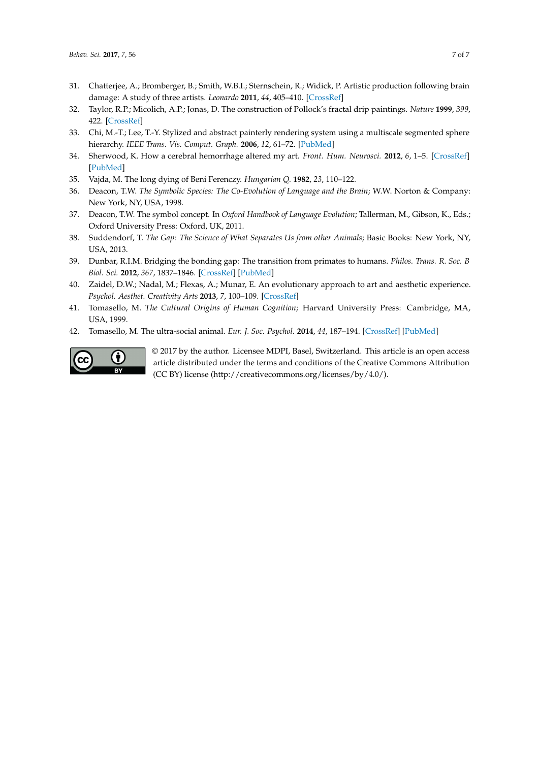31. Chatterjee, A.; Bromberger, B.; Smith, W.B.I.; Sternschein, R.; Widick, P. Artistic production following brain damage: A study of three artists. *Leonardo* **2011**, *44*, 405–410. [CrossRef]
32. Taylor, R.P.; Micolich, A.P.; Jonas, D. The construction of Pollock's fractal drip paintings. *Nature* **1999**, *399*, 422. [CrossRef]
33. Chi, M.-T.; Lee, T.-Y. Stylized and abstract painterly rendering system using a multiscale segmented sphere hierarchy. *IEEE Trans. Vis. Comput. Graph.* **2006**, *12*, 61–72. [PubMed]
34. Sherwood, K. How a cerebral hemorrhage altered my art. *Front. Hum. Neurosci.* **2012**, *6*, 1–5. [CrossRef] [PubMed]
35. Vajda, M. The long dying of Beni Ferenczy. *Hungarian Q.* **1982**, *23*, 110–122.
36. Deacon, T.W. *The Symbolic Species: The Co-Evolution of Language and the Brain*; W.W. Norton & Company: New York, NY, USA, 1998.
37. Deacon, T.W. The symbol concept. In *Oxford Handbook of Language Evolution*; Tallerman, M., Gibson, K., Eds.; Oxford University Press: Oxford, UK, 2011.
38. Suddendorf, T. *The Gap: The Science of What Separates Us from other Animals*; Basic Books: New York, NY, USA, 2013.
39. Dunbar, R.I.M. Bridging the bonding gap: The transition from primates to humans. *Philos. Trans. R. Soc. B Biol. Sci.* **2012**, *367*, 1837–1846. [CrossRef] [PubMed]
40. Zaidel, D.W.; Nadal, M.; Flexas, A.; Munar, E. An evolutionary approach to art and aesthetic experience. *Psychol. Aesthet. Creativity Arts* **2013**, *7*, 100–109. [CrossRef]
41. Tomasello, M. *The Cultural Origins of Human Cognition*; Harvard University Press: Cambridge, MA, USA, 1999.
42. Tomasello, M. The ultra-social animal. *Eur. J. Soc. Psychol.* **2014**, *44*, 187–194. [CrossRef] [PubMed]

© 2017 by the author. Licensee MDPI, Basel, Switzerland. This article is an open access article distributed under the terms and conditions of the Creative Commons Attribution (CC BY) license (http://creativecommons.org/licenses/by/4.0/).